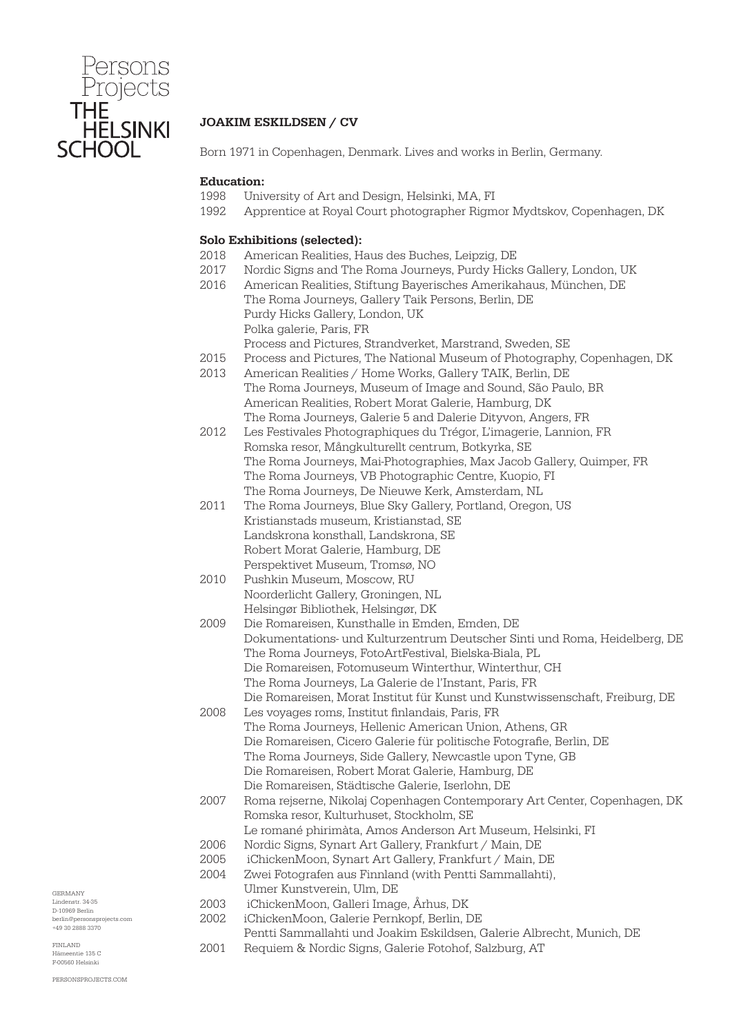Persons Projects
THE HELSINKI SCHOOL

**JOAKIM ESKILDSEN / CV**

Born 1971 in Copenhagen, Denmark. Lives and works in Berlin, Germany.

**Education:**

1998 University of Art and Design, Helsinki, MA, FI
1992 Apprentice at Royal Court photographer Rigmor Mydtskov, Copenhagen, DK

**Solo Exhibitions (selected):**

2018 American Realities, Haus des Buches, Leipzig, DE
2017 Nordic Signs and The Roma Journeys, Purdy Hicks Gallery, London, UK
2016 American Realities, Stiftung Bayerisches Amerikahaus, München, DE
The Roma Journeys, Gallery Taik Persons, Berlin, DE
Purdy Hicks Gallery, London, UK
Polka galerie, Paris, FR
Process and Pictures, Strandverket, Marstrand, Sweden, SE
2015 Process and Pictures, The National Museum of Photography, Copenhagen, DK
2013 American Realities / Home Works, Gallery TAIK, Berlin, DE
The Roma Journeys, Museum of Image and Sound, São Paulo, BR
American Realities, Robert Morat Galerie, Hamburg, DK
The Roma Journeys, Galerie 5 and Dalerie Dityvon, Angers, FR
2012 Les Festivales Photographiques du Trégor, L'imagerie, Lannion, FR
Romska resor, Mångkulturellt centrum, Botkyrka, SE
The Roma Journeys, Mai-Photographies, Max Jacob Gallery, Quimper, FR
The Roma Journeys, VB Photographic Centre, Kuopio, FI
The Roma Journeys, De Nieuwe Kerk, Amsterdam, NL
2011 The Roma Journeys, Blue Sky Gallery, Portland, Oregon, US
Kristianstads museum, Kristianstad, SE
Landskrona konsthall, Landskrona, SE
Robert Morat Galerie, Hamburg, DE
Perspektivet Museum, Tromsø, NO
2010 Pushkin Museum, Moscow, RU
Noorderlicht Gallery, Groningen, NL
Helsingør Bibliothek, Helsingør, DK
2009 Die Romareisen, Kunsthalle in Emden, Emden, DE
Dokumentations- und Kulturzentrum Deutscher Sinti und Roma, Heidelberg, DE
The Roma Journeys, FotoArtFestival, Bielska-Biala, PL
Die Romareisen, Fotomuseum Winterthur, Winterthur, CH
The Roma Journeys, La Galerie de l'Instant, Paris, FR
Die Romareisen, Morat Institut für Kunst und Kunstwissenschaft, Freiburg, DE
2008 Les voyages roms, Institut finlandais, Paris, FR
The Roma Journeys, Hellenic American Union, Athens, GR
Die Romareisen, Cicero Galerie für politische Fotografie, Berlin, DE
The Roma Journeys, Side Gallery, Newcastle upon Tyne, GB
Die Romareisen, Robert Morat Galerie, Hamburg, DE
Die Romareisen, Städtische Galerie, Iserlohn, DE
2007 Roma rejserne, Nikolaj Copenhagen Contemporary Art Center, Copenhagen, DK
Romska resor, Kulturhuset, Stockholm, SE
Le romané phirimàta, Amos Anderson Art Museum, Helsinki, FI
2006 Nordic Signs, Synart Art Gallery, Frankfurt / Main, DE
2005 iChickenMoon, Synart Art Gallery, Frankfurt / Main, DE
2004 Zwei Fotografen aus Finnland (with Pentti Sammallahti), Ulmer Kunstverein, Ulm, DE
2003 iChickenMoon, Galleri Image, Århus, DK
2002 iChickenMoon, Galerie Pernkopf, Berlin, DE
Pentti Sammallahti und Joakim Eskildsen, Galerie Albrecht, Munich, DE
2001 Requiem & Nordic Signs, Galerie Fotohof, Salzburg, AT

GERMANY
Lindenstr. 34-35
D-10969 Berlin
berlin@personsprojects.com
+49 30 2888 3370

FINLAND
Hämeentie 135 C
F-00560 Helsinki

PERSONSPROJECTS.COM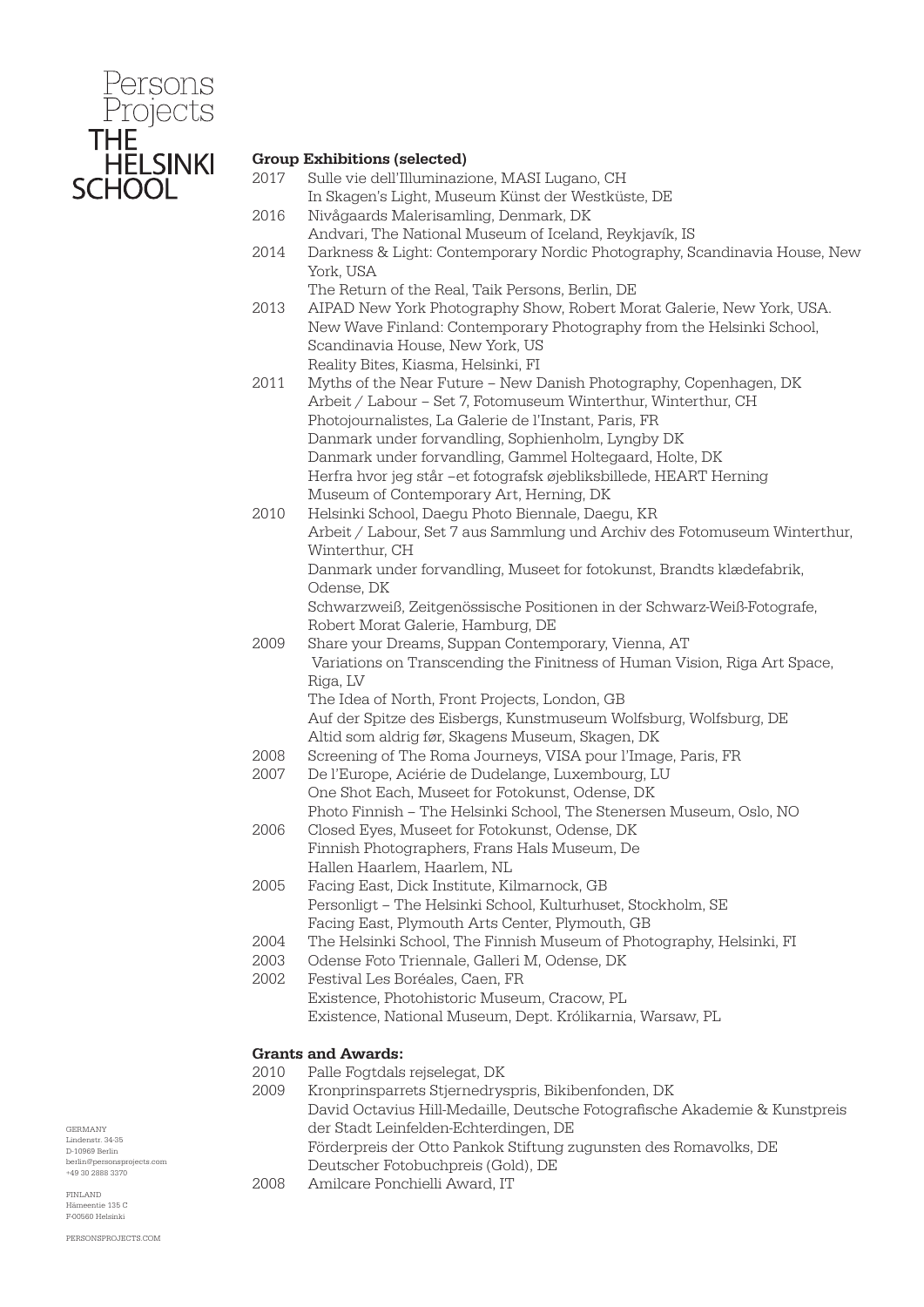Persons Projects
THE HELSINKI SCHOOL

**Group Exhibitions (selected)**

2017 Sulle vie dell'Illuminazione, MASI Lugano, CH
In Skagen's Light, Museum Künst der Westküste, DE

2016 Nivågaards Malerisamling, Denmark, DK
Andvari, The National Museum of Iceland, Reykjavík, IS

2014 Darkness & Light: Contemporary Nordic Photography, Scandinavia House, New York, USA
The Return of the Real, Taik Persons, Berlin, DE

2013 AIPAD New York Photography Show, Robert Morat Galerie, New York, USA.
New Wave Finland: Contemporary Photography from the Helsinki School, Scandinavia House, New York, US
Reality Bites, Kiasma, Helsinki, FI

2011 Myths of the Near Future – New Danish Photography, Copenhagen, DK
Arbeit / Labour – Set 7, Fotomuseum Winterthur, Winterthur, CH
Photojournalistes, La Galerie de l'Instant, Paris, FR
Danmark under forvandling, Sophienholm, Lyngby DK
Danmark under forvandling, Gammel Holtegaard, Holte, DK
Herfra hvor jeg står –et fotografsk øjebliksbillede, HEART Herning Museum of Contemporary Art, Herning, DK

2010 Helsinki School, Daegu Photo Biennale, Daegu, KR
Arbeit / Labour, Set 7 aus Sammlung und Archiv des Fotomuseum Winterthur, Winterthur, CH
Danmark under forvandling, Museet for fotokunst, Brandts klædefabrik, Odense, DK
Schwarzweiß, Zeitgenössische Positionen in der Schwarz-Weiß-Fotografe, Robert Morat Galerie, Hamburg, DE

2009 Share your Dreams, Suppan Contemporary, Vienna, AT
Variations on Transcending the Finitness of Human Vision, Riga Art Space, Riga, LV
The Idea of North, Front Projects, London, GB
Auf der Spitze des Eisbergs, Kunstmuseum Wolfsburg, Wolfsburg, DE
Altid som aldrig før, Skagens Museum, Skagen, DK

2008 Screening of The Roma Journeys, VISA pour l'Image, Paris, FR

2007 De l'Europe, Aciérie de Dudelange, Luxembourg, LU
One Shot Each, Museet for Fotokunst, Odense, DK
Photo Finnish – The Helsinki School, The Stenersen Museum, Oslo, NO

2006 Closed Eyes, Museet for Fotokunst, Odense, DK
Finnish Photographers, Frans Hals Museum, De Hallen Haarlem, Haarlem, NL

2005 Facing East, Dick Institute, Kilmarnock, GB
Personligt – The Helsinki School, Kulturhuset, Stockholm, SE
Facing East, Plymouth Arts Center, Plymouth, GB

2004 The Helsinki School, The Finnish Museum of Photography, Helsinki, FI

2003 Odense Foto Triennale, Galleri M, Odense, DK

2002 Festival Les Boréales, Caen, FR
Existence, Photohistoric Museum, Cracow, PL
Existence, National Museum, Dept. Królikarnia, Warsaw, PL

**Grants and Awards:**

2010 Palle Fogtdals rejselegat, DK

2009 Kronprinsparrets Stjernedryspris, Bikibenfonden, DK
David Octavius Hill-Medaille, Deutsche Fotografische Akademie & Kunstpreis der Stadt Leinfelden-Echterdingen, DE
Förderpreis der Otto Pankok Stiftung zugunsten des Romavolks, DE
Deutscher Fotobuchpreis (Gold), DE

2008 Amilcare Ponchielli Award, IT

GERMANY
Lindenstr. 34-35
D-10969 Berlin
berlin@personsprojects.com
+49 30 2888 3370

FINLAND
Hämeentie 135 C
F-00560 Helsinki

PERSONSPROJECTS.COM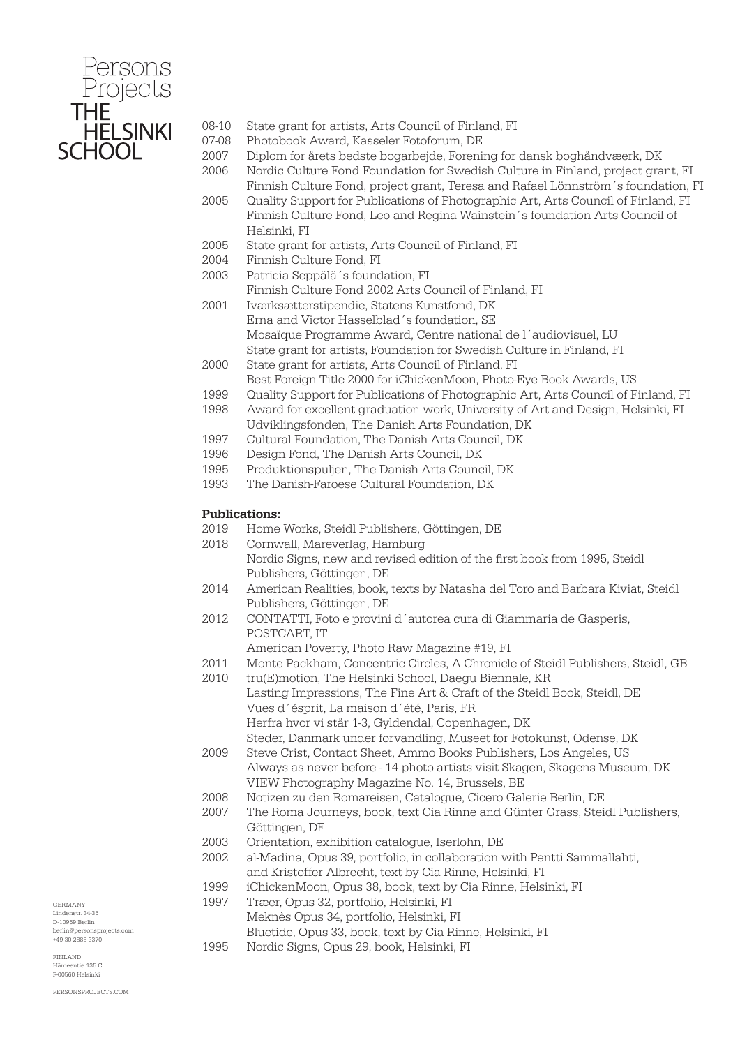08-10 State grant for artists, Arts Council of Finland, FI
07-08 Photobook Award, Kasseler Fotoforum, DE
2007 Diplom for årets bedste bogarbejde, Forening for dansk boghåndværk, DK
2006 Nordic Culture Fond Foundation for Swedish Culture in Finland, project grant, FI
Finnish Culture Fond, project grant, Teresa and Rafael Lönnström´s foundation, FI
2005 Quality Support for Publications of Photographic Art, Arts Council of Finland, FI
Finnish Culture Fond, Leo and Regina Wainstein´s foundation Arts Council of Helsinki, FI
2005 State grant for artists, Arts Council of Finland, FI
2004 Finnish Culture Fond, FI
2003 Patricia Seppälä´s foundation, FI
Finnish Culture Fond 2002 Arts Council of Finland, FI
2001 Iværksætterstipendie, Statens Kunstfond, DK
Erna and Victor Hasselblad´s foundation, SE
Mosaïque Programme Award, Centre national de l´audiovisuel, LU
State grant for artists, Foundation for Swedish Culture in Finland, FI
2000 State grant for artists, Arts Council of Finland, FI
Best Foreign Title 2000 for iChickenMoon, Photo-Eye Book Awards, US
1999 Quality Support for Publications of Photographic Art, Arts Council of Finland, FI
1998 Award for excellent graduation work, University of Art and Design, Helsinki, FI
Udviklingsfonden, The Danish Arts Foundation, DK
1997 Cultural Foundation, The Danish Arts Council, DK
1996 Design Fond, The Danish Arts Council, DK
1995 Produktionspuljen, The Danish Arts Council, DK
1993 The Danish-Faroese Cultural Foundation, DK

**Publications:**

2019 Home Works, Steidl Publishers, Göttingen, DE
2018 Cornwall, Mareverlag, Hamburg
Nordic Signs, new and revised edition of the first book from 1995, Steidl Publishers, Göttingen, DE
2014 American Realities, book, texts by Natasha del Toro and Barbara Kiviat, Steidl Publishers, Göttingen, DE
2012 CONTATTI, Foto e provini d´autorea cura di Giammaria de Gasperis, POSTCART, IT
American Poverty, Photo Raw Magazine #19, FI
2011 Monte Packham, Concentric Circles, A Chronicle of Steidl Publishers, Steidl, GB
2010 tru(E)motion, The Helsinki School, Daegu Biennale, KR
Lasting Impressions, The Fine Art & Craft of the Steidl Book, Steidl, DE
Vues d´ésprit, La maison d´été, Paris, FR
Herfra hvor vi står 1-3, Gyldendal, Copenhagen, DK
Steder, Danmark under forvandling, Museet for Fotokunst, Odense, DK
2009 Steve Crist, Contact Sheet, Ammo Books Publishers, Los Angeles, US
Always as never before - 14 photo artists visit Skagen, Skagens Museum, DK
VIEW Photography Magazine No. 14, Brussels, BE
2008 Notizen zu den Romareisen, Catalogue, Cicero Galerie Berlin, DE
2007 The Roma Journeys, book, text Cia Rinne and Günter Grass, Steidl Publishers, Göttingen, DE
2003 Orientation, exhibition catalogue, Iserlohn, DE
2002 al-Madina, Opus 39, portfolio, in collaboration with Pentti Sammallahti, and Kristoffer Albrecht, text by Cia Rinne, Helsinki, FI
1999 iChickenMoon, Opus 38, book, text by Cia Rinne, Helsinki, FI
1997 Træer, Opus 32, portfolio, Helsinki, FI
Meknès Opus 34, portfolio, Helsinki, FI
Bluetide, Opus 33, book, text by Cia Rinne, Helsinki, FI
1995 Nordic Signs, Opus 29, book, Helsinki, FI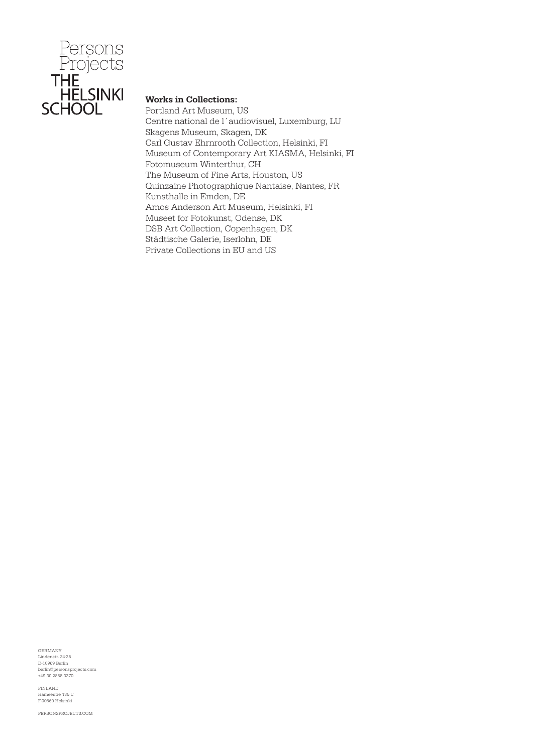Persons
Projects
THE
HELSINKI
SCHOOL

**Works in Collections:**

Portland Art Museum, US
Centre national de l´audiovisuel, Luxemburg, LU
Skagens Museum, Skagen, DK
Carl Gustav Ehrnrooth Collection, Helsinki, FI
Museum of Contemporary Art KIASMA, Helsinki, FI
Fotomuseum Winterthur, CH
The Museum of Fine Arts, Houston, US
Quinzaine Photographique Nantaise, Nantes, FR
Kunsthalle in Emden, DE
Amos Anderson Art Museum, Helsinki, FI
Museet for Fotokunst, Odense, DK
DSB Art Collection, Copenhagen, DK
Städtische Galerie, Iserlohn, DE
Private Collections in EU and US

GERMANY
Lindenstr. 34-35
D-10969 Berlin
berlin@personsprojects.com
+49 30 2888 3370

FINLAND
Hämeentie 135 C
F-00560 Helsinki

PERSONSPROJECTS.COM